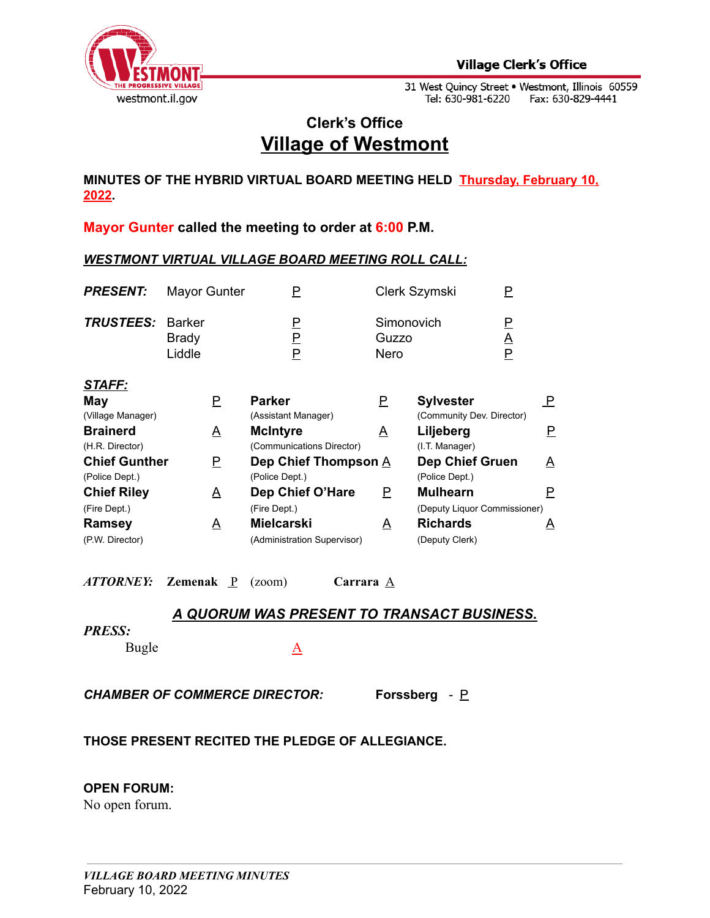Village Clerk's Office

31 West Quincy Street • Westmont, Illinois 60559
Tel: 630-981-6220 Fax: 630-829-4441

## Clerk's Office

# Village of Westmont

**MINUTES OF THE HYBRID VIRTUAL BOARD MEETING HELD Thursday, February 10, 2022.**

**Mayor Gunter called the meeting to order at 6:00 P.M.**

***WESTMONT VIRTUAL VILLAGE BOARD MEETING ROLL CALL:***

| | | | | |
|---|---|---|---|---|
| ***PRESENT:*** | Mayor Gunter | P | Clerk Szymski | P |
| ***TRUSTEES:*** | Barker | P | Simonovich | P |
| | Brady | P | Guzzo | A |
| | Liddle | P | Nero | P |

***STAFF:***

| | | | | | |
|---|---|---|---|---|---|
| **May** (Village Manager) | P | **Parker** (Assistant Manager) | P | **Sylvester** (Community Dev. Director) | P |
| **Brainerd** (H.R. Director) | A | **McIntyre** (Communications Director) | A | **Liljeberg** (I.T. Manager) | P |
| **Chief Gunther** (Police Dept.) | P | **Dep Chief Thompson** (Police Dept.) | A | **Dep Chief Gruen** (Police Dept.) | A |
| **Chief Riley** (Fire Dept.) | A | **Dep Chief O'Hare** (Fire Dept.) | P | **Mulhearn** (Deputy Liquor Commissioner) | P |
| **Ramsey** (P.W. Director) | A | **Mielcarski** (Administration Supervisor) | A | **Richards** (Deputy Clerk) | A |

***ATTORNEY:*** **Zemenak** P (zoom) **Carrara** A

***A QUORUM WAS PRESENT TO TRANSACT BUSINESS.***

***PRESS:***

Bugle A

***CHAMBER OF COMMERCE DIRECTOR:*** **Forssberg** - P

**THOSE PRESENT RECITED THE PLEDGE OF ALLEGIANCE.**

**OPEN FORUM:**
No open forum.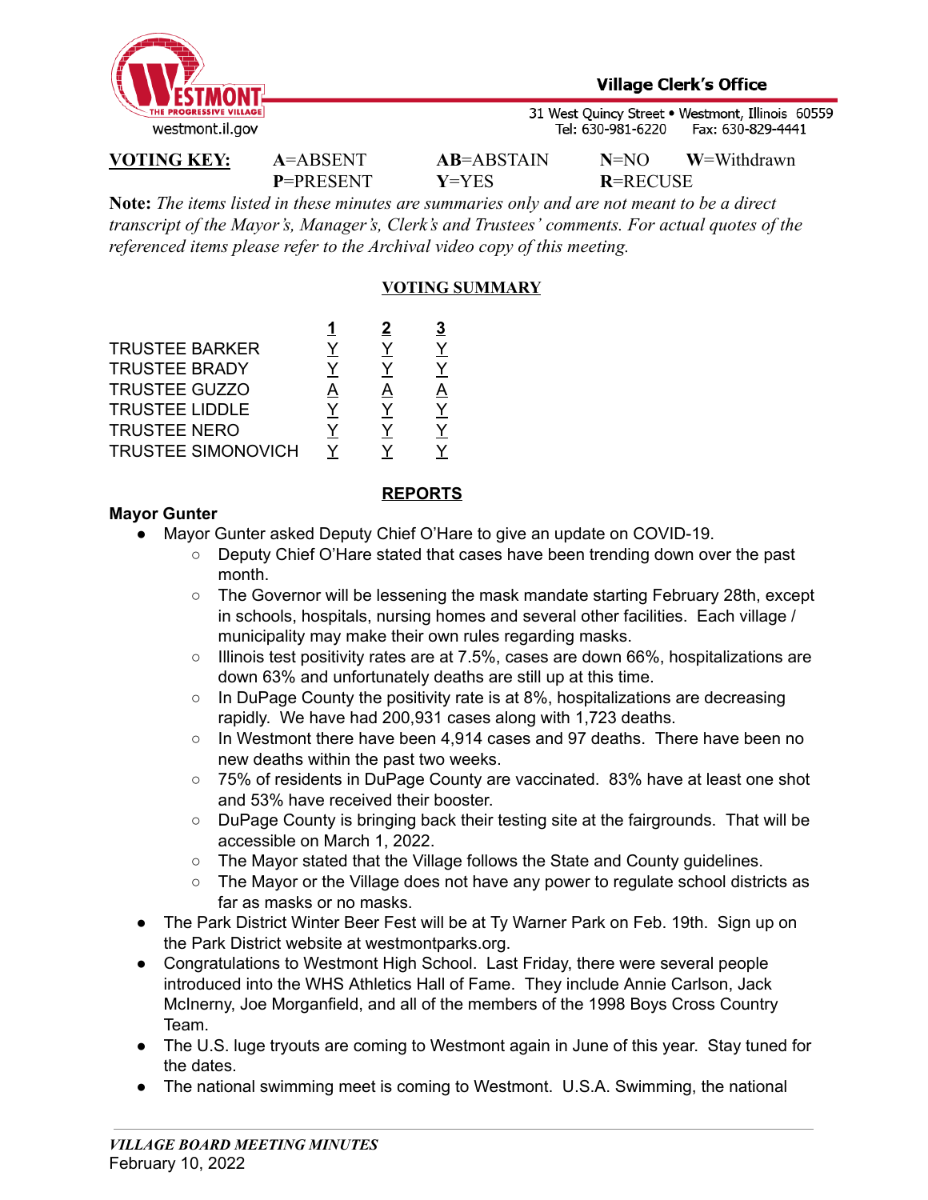**VOTING KEY:** **A**=ABSENT **AB**=ABSTAIN **N**=NO **W**=Withdrawn
**P**=PRESENT **Y**=YES **R**=RECUSE

**Note:** *The items listed in these minutes are summaries only and are not meant to be a direct transcript of the Mayor's, Manager's, Clerk's and Trustees' comments. For actual quotes of the referenced items please refer to the Archival video copy of this meeting.*

## VOTING SUMMARY

| | 1 | 2 | 3 |
|---|---|---|---|
| TRUSTEE BARKER | Y | Y | Y |
| TRUSTEE BRADY | Y | Y | Y |
| TRUSTEE GUZZO | A | A | A |
| TRUSTEE LIDDLE | Y | Y | Y |
| TRUSTEE NERO | Y | Y | Y |
| TRUSTEE SIMONOVICH | Y | Y | Y |

## REPORTS

**Mayor Gunter**

- Mayor Gunter asked Deputy Chief O'Hare to give an update on COVID-19.
  - Deputy Chief O'Hare stated that cases have been trending down over the past month.
  - The Governor will be lessening the mask mandate starting February 28th, except in schools, hospitals, nursing homes and several other facilities. Each village / municipality may make their own rules regarding masks.
  - Illinois test positivity rates are at 7.5%, cases are down 66%, hospitalizations are down 63% and unfortunately deaths are still up at this time.
  - In DuPage County the positivity rate is at 8%, hospitalizations are decreasing rapidly. We have had 200,931 cases along with 1,723 deaths.
  - In Westmont there have been 4,914 cases and 97 deaths. There have been no new deaths within the past two weeks.
  - 75% of residents in DuPage County are vaccinated. 83% have at least one shot and 53% have received their booster.
  - DuPage County is bringing back their testing site at the fairgrounds. That will be accessible on March 1, 2022.
  - The Mayor stated that the Village follows the State and County guidelines.
  - The Mayor or the Village does not have any power to regulate school districts as far as masks or no masks.
- The Park District Winter Beer Fest will be at Ty Warner Park on Feb. 19th. Sign up on the Park District website at westmontparks.org.
- Congratulations to Westmont High School. Last Friday, there were several people introduced into the WHS Athletics Hall of Fame. They include Annie Carlson, Jack McInerny, Joe Morganfield, and all of the members of the 1998 Boys Cross Country Team.
- The U.S. luge tryouts are coming to Westmont again in June of this year. Stay tuned for the dates.
- The national swimming meet is coming to Westmont. U.S.A. Swimming, the national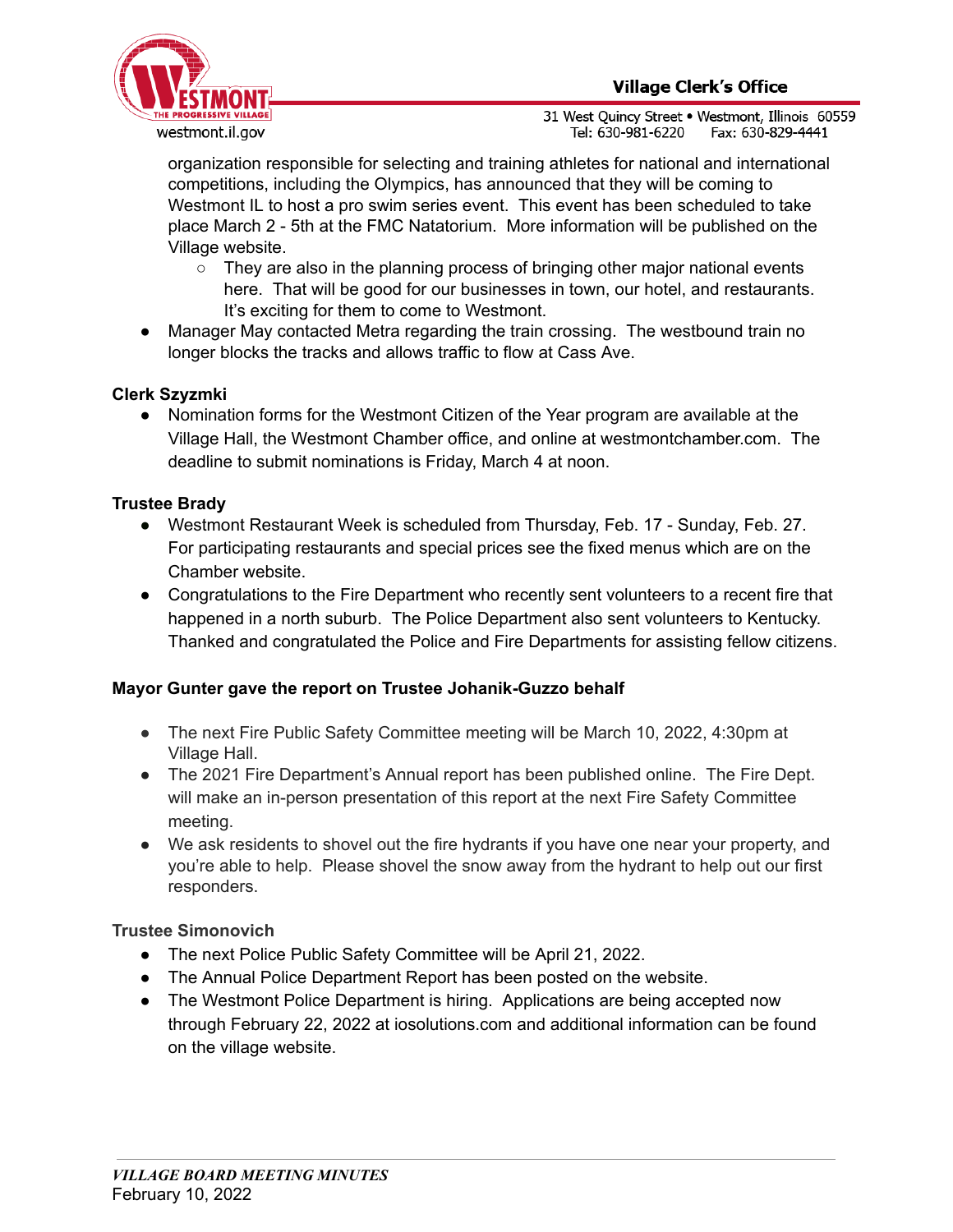organization responsible for selecting and training athletes for national and international competitions, including the Olympics, has announced that they will be coming to Westmont IL to host a pro swim series event. This event has been scheduled to take place March 2 - 5th at the FMC Natatorium. More information will be published on the Village website.
  - They are also in the planning process of bringing other major national events here. That will be good for our businesses in town, our hotel, and restaurants. It's exciting for them to come to Westmont.
- Manager May contacted Metra regarding the train crossing. The westbound train no longer blocks the tracks and allows traffic to flow at Cass Ave.

**Clerk Szyzmki**

- Nomination forms for the Westmont Citizen of the Year program are available at the Village Hall, the Westmont Chamber office, and online at westmontchamber.com. The deadline to submit nominations is Friday, March 4 at noon.

**Trustee Brady**

- Westmont Restaurant Week is scheduled from Thursday, Feb. 17 - Sunday, Feb. 27. For participating restaurants and special prices see the fixed menus which are on the Chamber website.
- Congratulations to the Fire Department who recently sent volunteers to a recent fire that happened in a north suburb. The Police Department also sent volunteers to Kentucky. Thanked and congratulated the Police and Fire Departments for assisting fellow citizens.

**Mayor Gunter gave the report on Trustee Johanik-Guzzo behalf**

- The next Fire Public Safety Committee meeting will be March 10, 2022, 4:30pm at Village Hall.
- The 2021 Fire Department's Annual report has been published online. The Fire Dept. will make an in-person presentation of this report at the next Fire Safety Committee meeting.
- We ask residents to shovel out the fire hydrants if you have one near your property, and you're able to help. Please shovel the snow away from the hydrant to help out our first responders.

**Trustee Simonovich**

- The next Police Public Safety Committee will be April 21, 2022.
- The Annual Police Department Report has been posted on the website.
- The Westmont Police Department is hiring. Applications are being accepted now through February 22, 2022 at iosolutions.com and additional information can be found on the village website.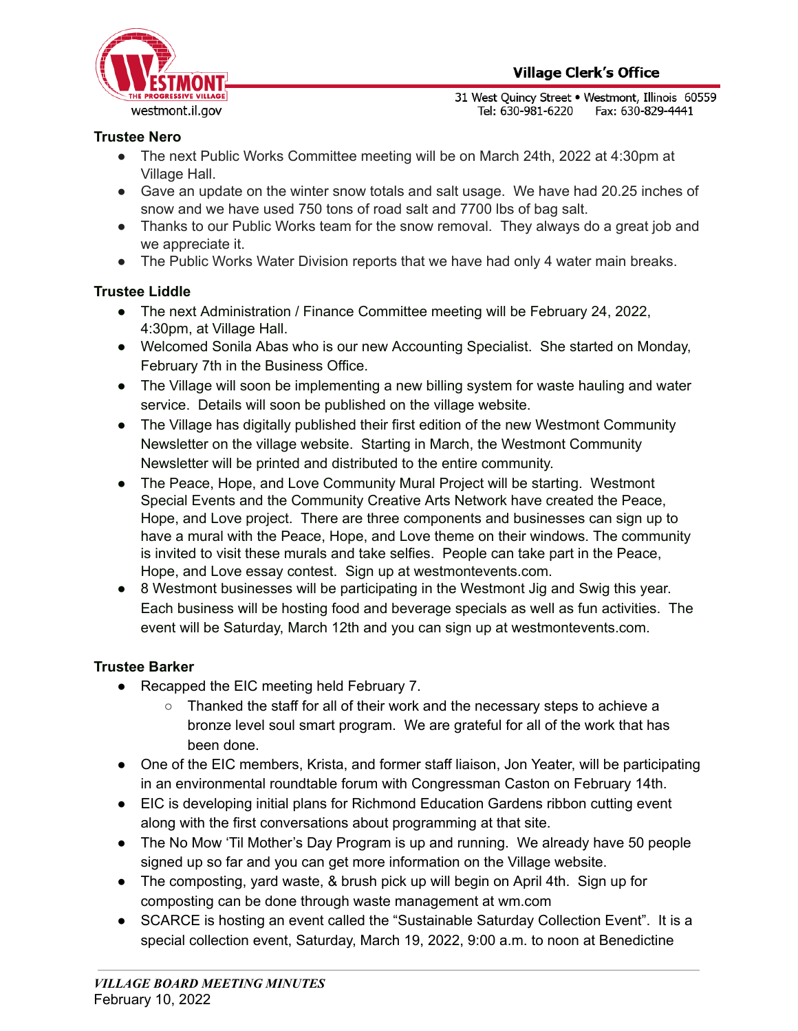**Trustee Nero**

- The next Public Works Committee meeting will be on March 24th, 2022 at 4:30pm at Village Hall.
- Gave an update on the winter snow totals and salt usage. We have had 20.25 inches of snow and we have used 750 tons of road salt and 7700 lbs of bag salt.
- Thanks to our Public Works team for the snow removal. They always do a great job and we appreciate it.
- The Public Works Water Division reports that we have had only 4 water main breaks.

**Trustee Liddle**

- The next Administration / Finance Committee meeting will be February 24, 2022, 4:30pm, at Village Hall.
- Welcomed Sonila Abas who is our new Accounting Specialist. She started on Monday, February 7th in the Business Office.
- The Village will soon be implementing a new billing system for waste hauling and water service. Details will soon be published on the village website.
- The Village has digitally published their first edition of the new Westmont Community Newsletter on the village website. Starting in March, the Westmont Community Newsletter will be printed and distributed to the entire community.
- The Peace, Hope, and Love Community Mural Project will be starting. Westmont Special Events and the Community Creative Arts Network have created the Peace, Hope, and Love project. There are three components and businesses can sign up to have a mural with the Peace, Hope, and Love theme on their windows. The community is invited to visit these murals and take selfies. People can take part in the Peace, Hope, and Love essay contest. Sign up at westmontevents.com.
- 8 Westmont businesses will be participating in the Westmont Jig and Swig this year. Each business will be hosting food and beverage specials as well as fun activities. The event will be Saturday, March 12th and you can sign up at westmontevents.com.

**Trustee Barker**

- Recapped the EIC meeting held February 7.
    - Thanked the staff for all of their work and the necessary steps to achieve a bronze level soul smart program. We are grateful for all of the work that has been done.
- One of the EIC members, Krista, and former staff liaison, Jon Yeater, will be participating in an environmental roundtable forum with Congressman Caston on February 14th.
- EIC is developing initial plans for Richmond Education Gardens ribbon cutting event along with the first conversations about programming at that site.
- The No Mow 'Til Mother's Day Program is up and running. We already have 50 people signed up so far and you can get more information on the Village website.
- The composting, yard waste, & brush pick up will begin on April 4th. Sign up for composting can be done through waste management at wm.com
- SCARCE is hosting an event called the "Sustainable Saturday Collection Event". It is a special collection event, Saturday, March 19, 2022, 9:00 a.m. to noon at Benedictine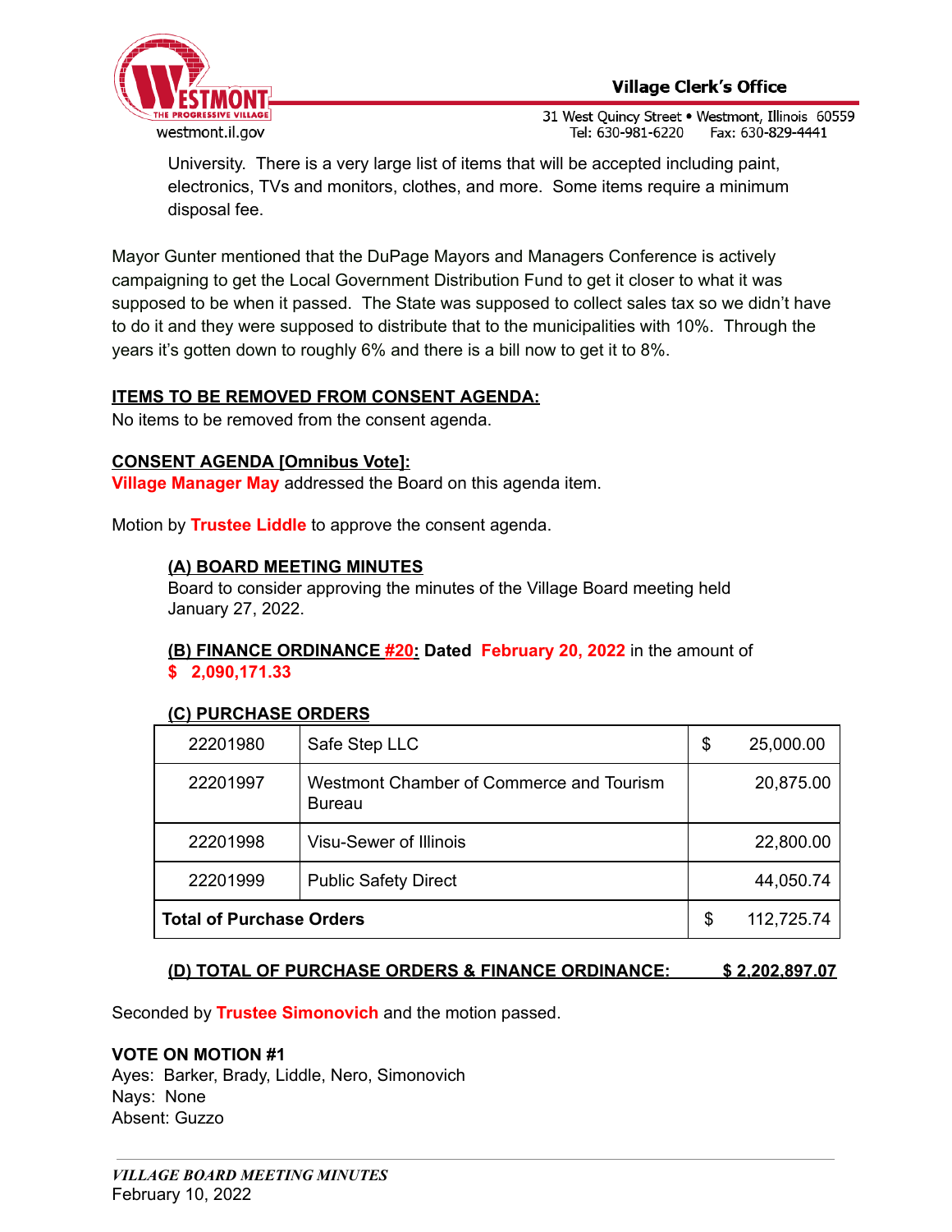University. There is a very large list of items that will be accepted including paint, electronics, TVs and monitors, clothes, and more. Some items require a minimum disposal fee.

Mayor Gunter mentioned that the DuPage Mayors and Managers Conference is actively campaigning to get the Local Government Distribution Fund to get it closer to what it was supposed to be when it passed. The State was supposed to collect sales tax so we didn't have to do it and they were supposed to distribute that to the municipalities with 10%. Through the years it's gotten down to roughly 6% and there is a bill now to get it to 8%.

**ITEMS TO BE REMOVED FROM CONSENT AGENDA:**
No items to be removed from the consent agenda.

**CONSENT AGENDA [Omnibus Vote]:**
**Village Manager May** addressed the Board on this agenda item.

Motion by **Trustee Liddle** to approve the consent agenda.

**(A) BOARD MEETING MINUTES**
Board to consider approving the minutes of the Village Board meeting held January 27, 2022.

**(B) FINANCE ORDINANCE #20: Dated February 20, 2022** in the amount of **$ 2,090,171.33**

**(C) PURCHASE ORDERS**

| | | |
|---|---|---|
| 22201980 | Safe Step LLC | $ 25,000.00 |
| 22201997 | Westmont Chamber of Commerce and Tourism Bureau | 20,875.00 |
| 22201998 | Visu-Sewer of Illinois | 22,800.00 |
| 22201999 | Public Safety Direct | 44,050.74 |
| **Total of Purchase Orders** | | $ 112,725.74 |

**(D) TOTAL OF PURCHASE ORDERS & FINANCE ORDINANCE: $ 2,202,897.07**

Seconded by **Trustee Simonovich** and the motion passed.

**VOTE ON MOTION #1**
Ayes: Barker, Brady, Liddle, Nero, Simonovich
Nays: None
Absent: Guzzo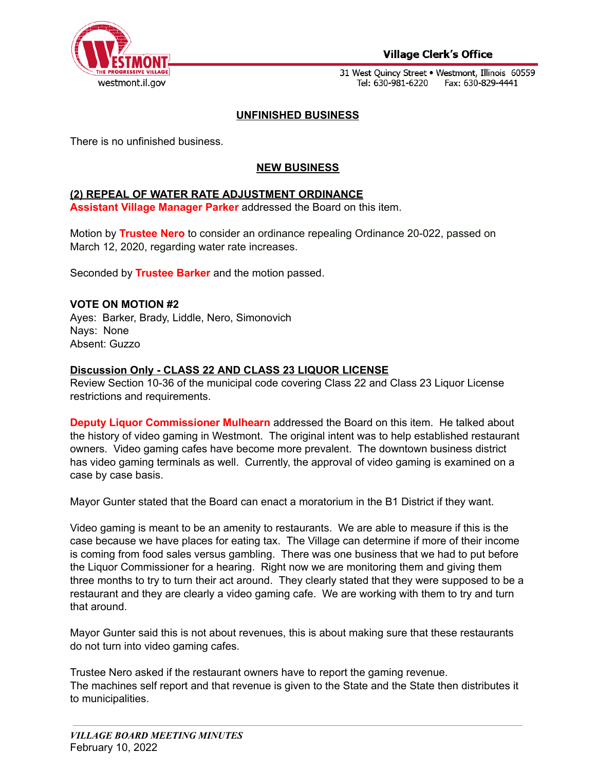## UNFINISHED BUSINESS

There is no unfinished business.

## NEW BUSINESS

### (2) REPEAL OF WATER RATE ADJUSTMENT ORDINANCE

**Assistant Village Manager Parker** addressed the Board on this item.

Motion by **Trustee Nero** to consider an ordinance repealing Ordinance 20-022, passed on March 12, 2020, regarding water rate increases.

Seconded by **Trustee Barker** and the motion passed.

**VOTE ON MOTION #2**
Ayes: Barker, Brady, Liddle, Nero, Simonovich
Nays: None
Absent: Guzzo

### Discussion Only - CLASS 22 AND CLASS 23 LIQUOR LICENSE

Review Section 10-36 of the municipal code covering Class 22 and Class 23 Liquor License restrictions and requirements.

**Deputy Liquor Commissioner Mulhearn** addressed the Board on this item. He talked about the history of video gaming in Westmont. The original intent was to help established restaurant owners. Video gaming cafes have become more prevalent. The downtown business district has video gaming terminals as well. Currently, the approval of video gaming is examined on a case by case basis.

Mayor Gunter stated that the Board can enact a moratorium in the B1 District if they want.

Video gaming is meant to be an amenity to restaurants. We are able to measure if this is the case because we have places for eating tax. The Village can determine if more of their income is coming from food sales versus gambling. There was one business that we had to put before the Liquor Commissioner for a hearing. Right now we are monitoring them and giving them three months to try to turn their act around. They clearly stated that they were supposed to be a restaurant and they are clearly a video gaming cafe. We are working with them to try and turn that around.

Mayor Gunter said this is not about revenues, this is about making sure that these restaurants do not turn into video gaming cafes.

Trustee Nero asked if the restaurant owners have to report the gaming revenue.
The machines self report and that revenue is given to the State and the State then distributes it to municipalities.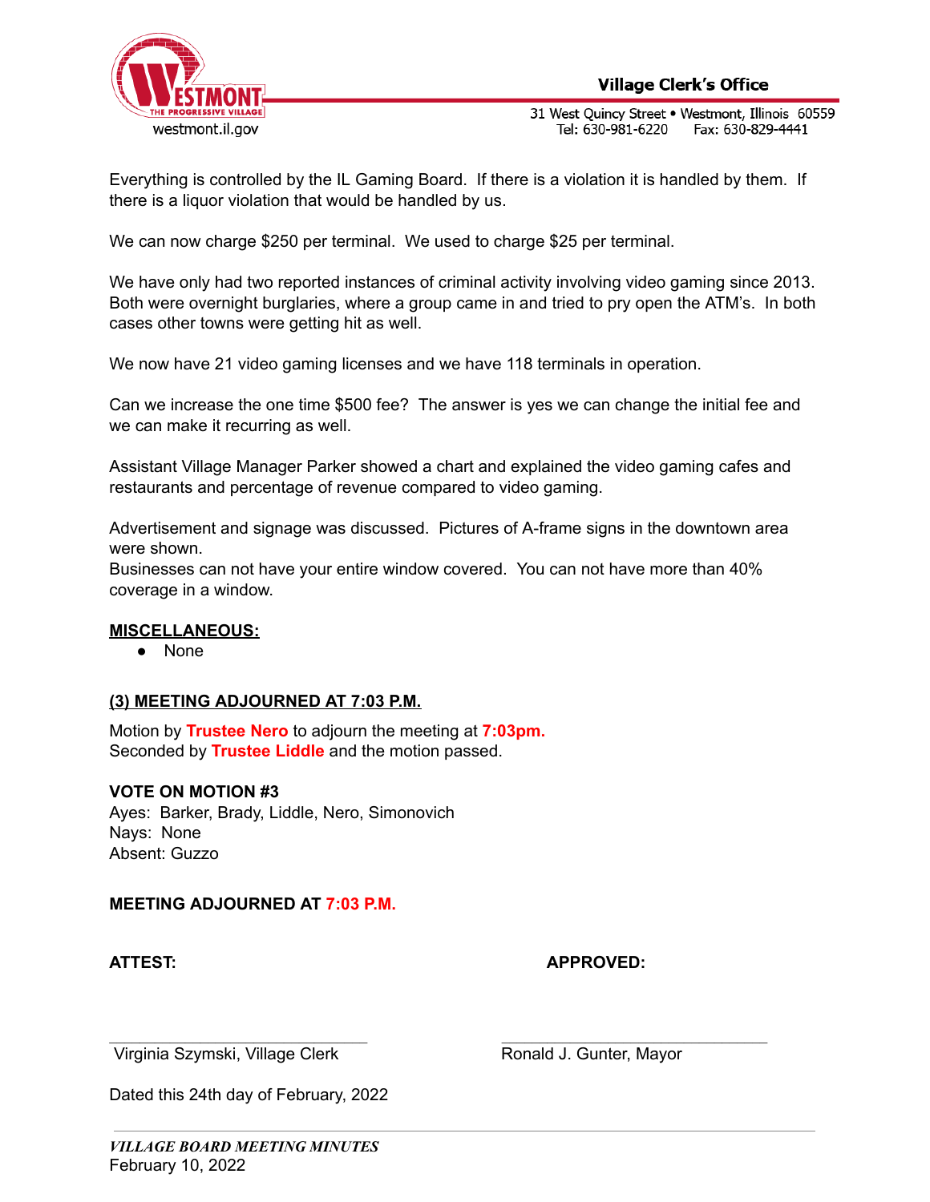Everything is controlled by the IL Gaming Board. If there is a violation it is handled by them. If there is a liquor violation that would be handled by us.

We can now charge $250 per terminal. We used to charge $25 per terminal.

We have only had two reported instances of criminal activity involving video gaming since 2013. Both were overnight burglaries, where a group came in and tried to pry open the ATM's. In both cases other towns were getting hit as well.

We now have 21 video gaming licenses and we have 118 terminals in operation.

Can we increase the one time $500 fee? The answer is yes we can change the initial fee and we can make it recurring as well.

Assistant Village Manager Parker showed a chart and explained the video gaming cafes and restaurants and percentage of revenue compared to video gaming.

Advertisement and signage was discussed. Pictures of A-frame signs in the downtown area were shown.
Businesses can not have your entire window covered. You can not have more than 40% coverage in a window.

**MISCELLANEOUS:**

- None

**(3) MEETING ADJOURNED AT 7:03 P.M.**

Motion by **Trustee Nero** to adjourn the meeting at **7:03pm.**
Seconded by **Trustee Liddle** and the motion passed.

**VOTE ON MOTION #3**
Ayes: Barker, Brady, Liddle, Nero, Simonovich
Nays: None
Absent: Guzzo

**MEETING ADJOURNED AT 7:03 P.M.**

**ATTEST:**

_____________________________
Virginia Szymski, Village Clerk

**APPROVED:**

_____________________________
Ronald J. Gunter, Mayor

Dated this 24th day of February, 2022

*VILLAGE BOARD MEETING MINUTES*
February 10, 2022